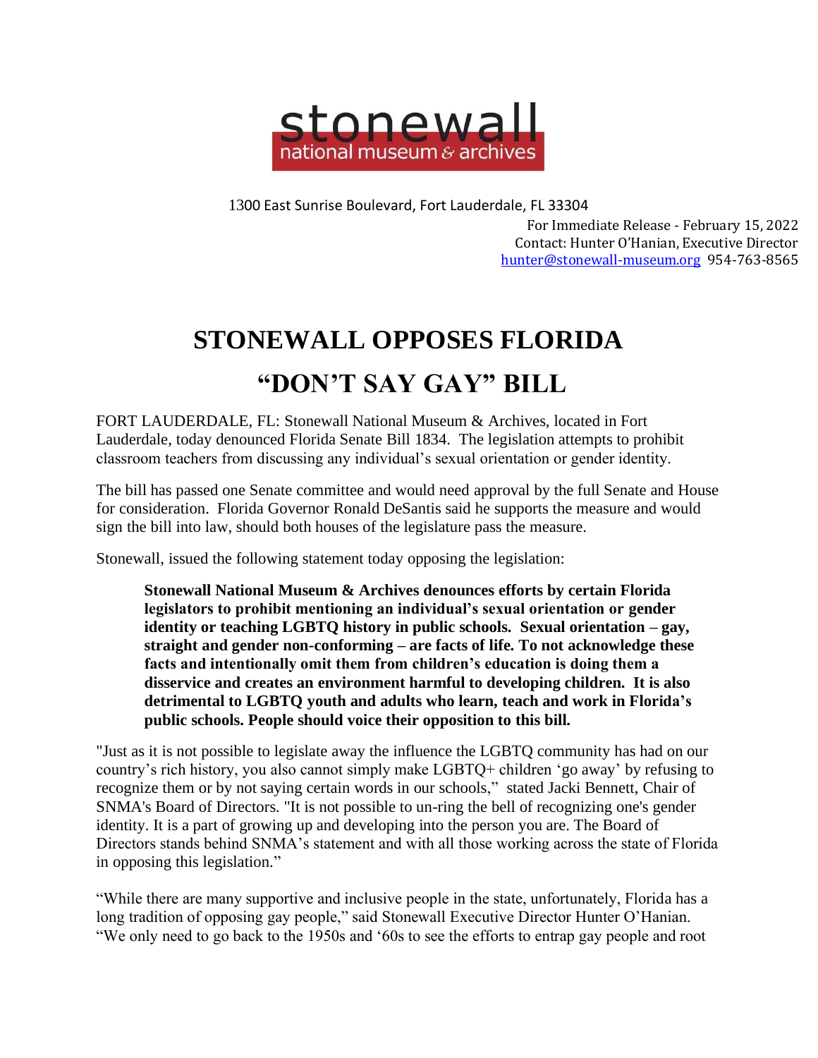stonewall
national museum & archives

1300 East Sunrise Boulevard, Fort Lauderdale, FL 33304

For Immediate Release - February 15, 2022
Contact: Hunter O'Hanian, Executive Director
hunter@stonewall-museum.org 954-763-8565

# STONEWALL OPPOSES FLORIDA "DON'T SAY GAY" BILL

FORT LAUDERDALE, FL: Stonewall National Museum & Archives, located in Fort Lauderdale, today denounced Florida Senate Bill 1834. The legislation attempts to prohibit classroom teachers from discussing any individual's sexual orientation or gender identity.

The bill has passed one Senate committee and would need approval by the full Senate and House for consideration. Florida Governor Ronald DeSantis said he supports the measure and would sign the bill into law, should both houses of the legislature pass the measure.

Stonewall, issued the following statement today opposing the legislation:

> **Stonewall National Museum & Archives denounces efforts by certain Florida legislators to prohibit mentioning an individual's sexual orientation or gender identity or teaching LGBTQ history in public schools. Sexual orientation – gay, straight and gender non-conforming – are facts of life. To not acknowledge these facts and intentionally omit them from children's education is doing them a disservice and creates an environment harmful to developing children. It is also detrimental to LGBTQ youth and adults who learn, teach and work in Florida's public schools. People should voice their opposition to this bill.**

"Just as it is not possible to legislate away the influence the LGBTQ community has had on our country's rich history, you also cannot simply make LGBTQ+ children 'go away' by refusing to recognize them or by not saying certain words in our schools," stated Jacki Bennett, Chair of SNMA's Board of Directors. "It is not possible to un-ring the bell of recognizing one's gender identity. It is a part of growing up and developing into the person you are. The Board of Directors stands behind SNMA's statement and with all those working across the state of Florida in opposing this legislation."

"While there are many supportive and inclusive people in the state, unfortunately, Florida has a long tradition of opposing gay people," said Stonewall Executive Director Hunter O'Hanian. "We only need to go back to the 1950s and '60s to see the efforts to entrap gay people and root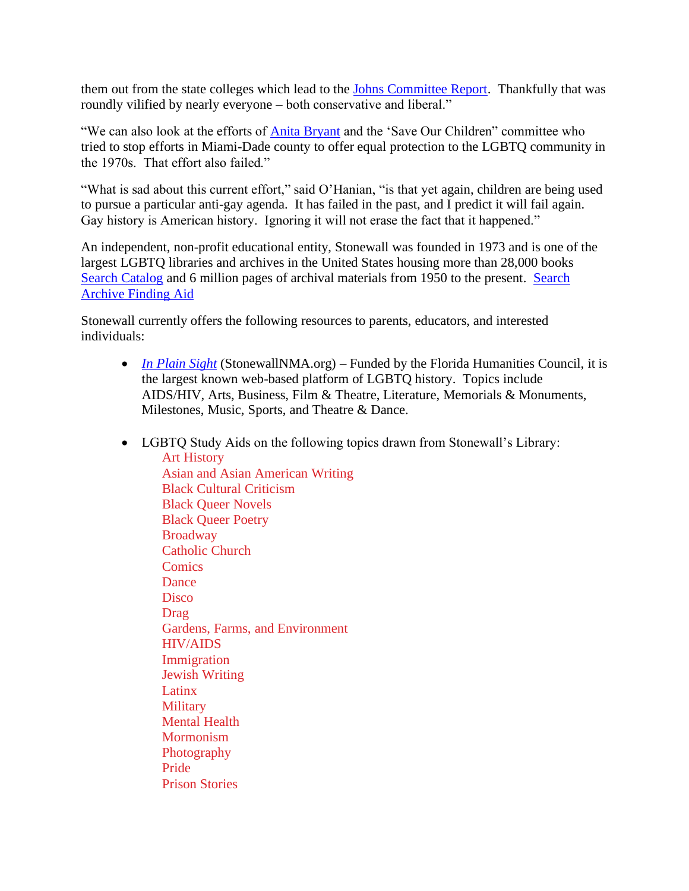them out from the state colleges which lead to the Johns Committee Report. Thankfully that was roundly vilified by nearly everyone – both conservative and liberal."

"We can also look at the efforts of Anita Bryant and the 'Save Our Children" committee who tried to stop efforts in Miami-Dade county to offer equal protection to the LGBTQ community in the 1970s. That effort also failed."

"What is sad about this current effort," said O'Hanian, "is that yet again, children are being used to pursue a particular anti-gay agenda. It has failed in the past, and I predict it will fail again. Gay history is American history. Ignoring it will not erase the fact that it happened."

An independent, non-profit educational entity, Stonewall was founded in 1973 and is one of the largest LGBTQ libraries and archives in the United States housing more than 28,000 books Search Catalog and 6 million pages of archival materials from 1950 to the present. Search Archive Finding Aid

Stonewall currently offers the following resources to parents, educators, and interested individuals:

- *In Plain Sight* (StonewallNMA.org) – Funded by the Florida Humanities Council, it is the largest known web-based platform of LGBTQ history. Topics include AIDS/HIV, Arts, Business, Film & Theatre, Literature, Memorials & Monuments, Milestones, Music, Sports, and Theatre & Dance.

- LGBTQ Study Aids on the following topics drawn from Stonewall's Library:
  - Art History
  - Asian and Asian American Writing
  - Black Cultural Criticism
  - Black Queer Novels
  - Black Queer Poetry
  - Broadway
  - Catholic Church
  - Comics
  - Dance
  - Disco
  - Drag
  - Gardens, Farms, and Environment
  - HIV/AIDS
  - Immigration
  - Jewish Writing
  - Latinx
  - Military
  - Mental Health
  - Mormonism
  - Photography
  - Pride
  - Prison Stories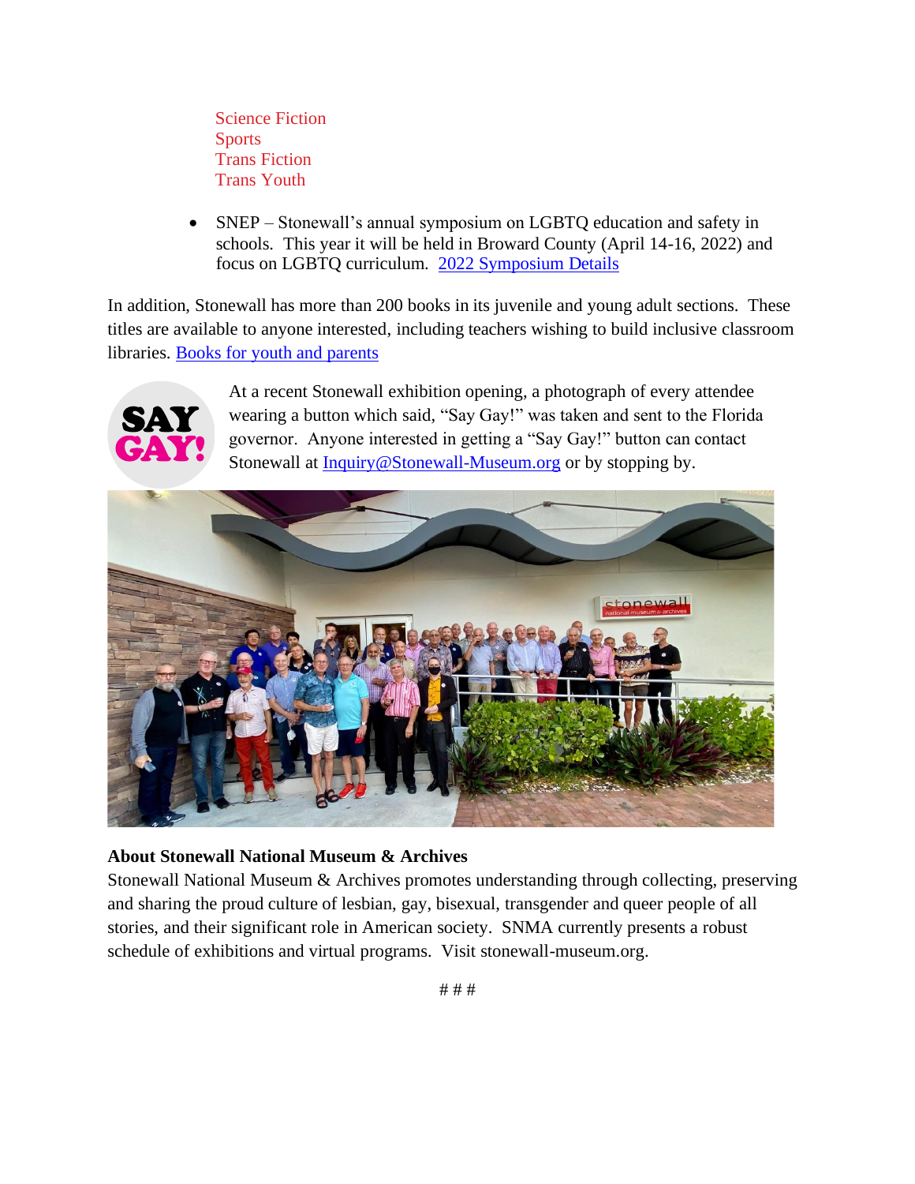Science Fiction
Sports
Trans Fiction
Trans Youth

- SNEP – Stonewall's annual symposium on LGBTQ education and safety in schools. This year it will be held in Broward County (April 14-16, 2022) and focus on LGBTQ curriculum. [2022 Symposium Details]

In addition, Stonewall has more than 200 books in its juvenile and young adult sections. These titles are available to anyone interested, including teachers wishing to build inclusive classroom libraries. [Books for youth and parents]

At a recent Stonewall exhibition opening, a photograph of every attendee wearing a button which said, "Say Gay!" was taken and sent to the Florida governor. Anyone interested in getting a "Say Gay!" button can contact Stonewall at Inquiry@Stonewall-Museum.org or by stopping by.

**About Stonewall National Museum & Archives**
Stonewall National Museum & Archives promotes understanding through collecting, preserving and sharing the proud culture of lesbian, gay, bisexual, transgender and queer people of all stories, and their significant role in American society. SNMA currently presents a robust schedule of exhibitions and virtual programs. Visit stonewall-museum.org.

# # #